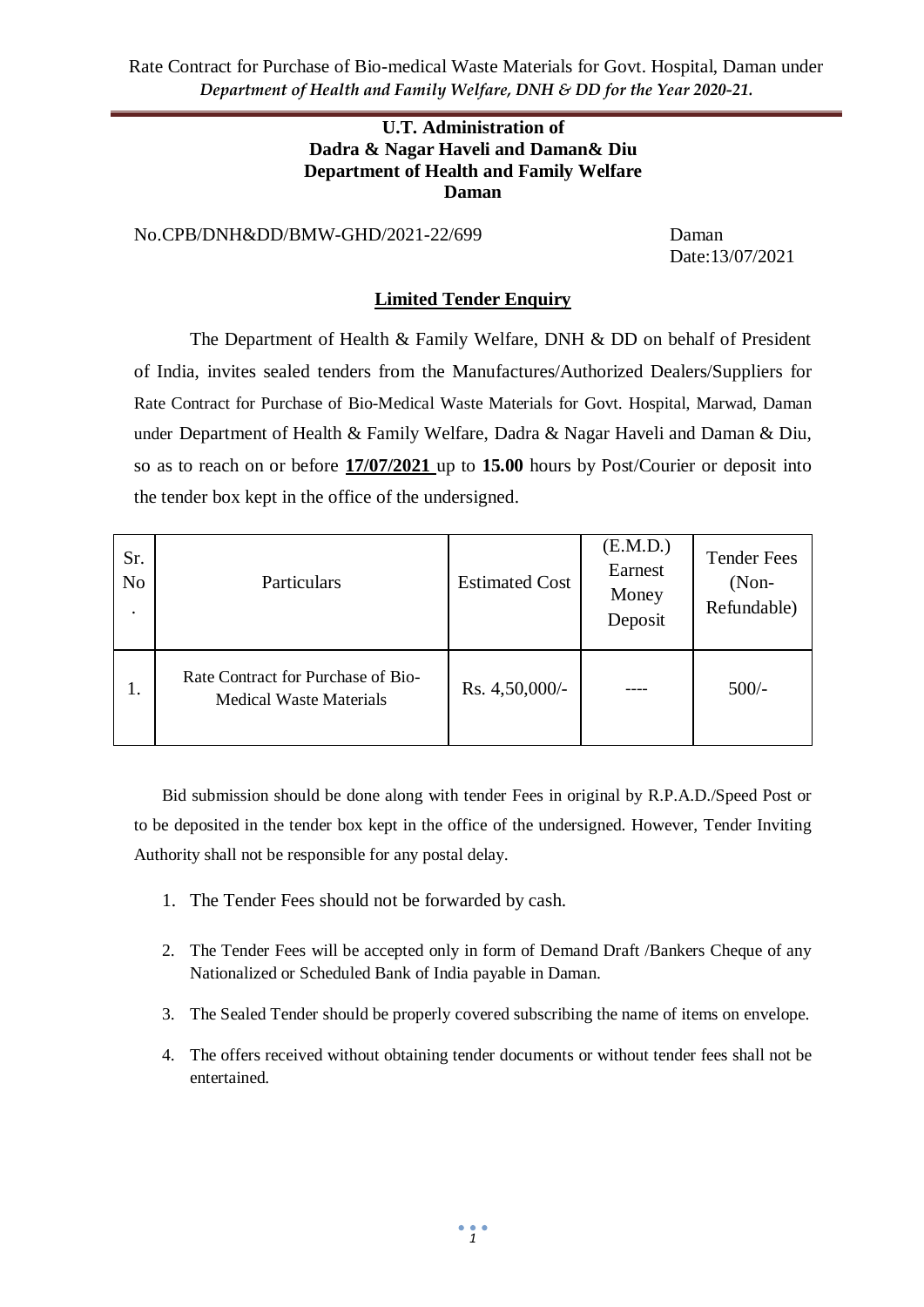**U.T. Administration of**
**Dadra & Nagar Haveli and Daman& Diu**
**Department of Health and Family Welfare**
**Daman**

No.CPB/DNH&DD/BMW-GHD/2021-22/699 Daman

Date:13/07/2021

## Limited Tender Enquiry

The Department of Health & Family Welfare, DNH & DD on behalf of President of India, invites sealed tenders from the Manufactures/Authorized Dealers/Suppliers for Rate Contract for Purchase of Bio-Medical Waste Materials for Govt. Hospital, Marwad, Daman under Department of Health & Family Welfare, Dadra & Nagar Haveli and Daman & Diu, so as to reach on or before **17/07/2021** up to **15.00** hours by Post/Courier or deposit into the tender box kept in the office of the undersigned.

| Sr. No. | Particulars | Estimated Cost | (E.M.D.) Earnest Money Deposit | Tender Fees (Non-Refundable) |
|---|---|---|---|---|
| 1. | Rate Contract for Purchase of Bio-Medical Waste Materials | Rs. 4,50,000/- | ---- | 500/- |

Bid submission should be done along with tender Fees in original by R.P.A.D./Speed Post or to be deposited in the tender box kept in the office of the undersigned. However, Tender Inviting Authority shall not be responsible for any postal delay.

1. The Tender Fees should not be forwarded by cash.
2. The Tender Fees will be accepted only in form of Demand Draft /Bankers Cheque of any Nationalized or Scheduled Bank of India payable in Daman.
3. The Sealed Tender should be properly covered subscribing the name of items on envelope.
4. The offers received without obtaining tender documents or without tender fees shall not be entertained.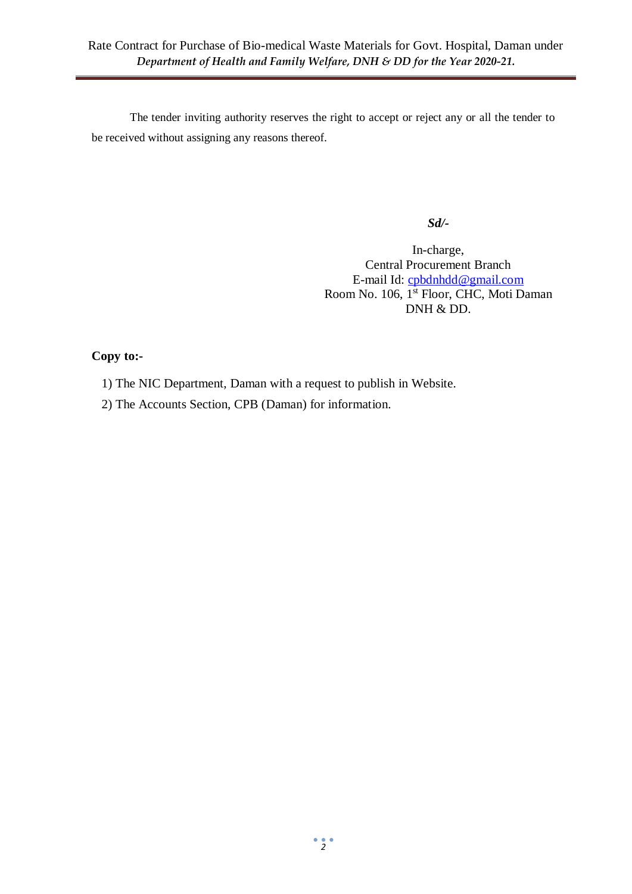The tender inviting authority reserves the right to accept or reject any or all the tender to be received without assigning any reasons thereof.

***Sd/-***

In-charge,
Central Procurement Branch
E-mail Id: cpbdnhdd@gmail.com
Room No. 106, 1st Floor, CHC, Moti Daman
DNH & DD.

**Copy to:-**

1) The NIC Department, Daman with a request to publish in Website.
2) The Accounts Section, CPB (Daman) for information.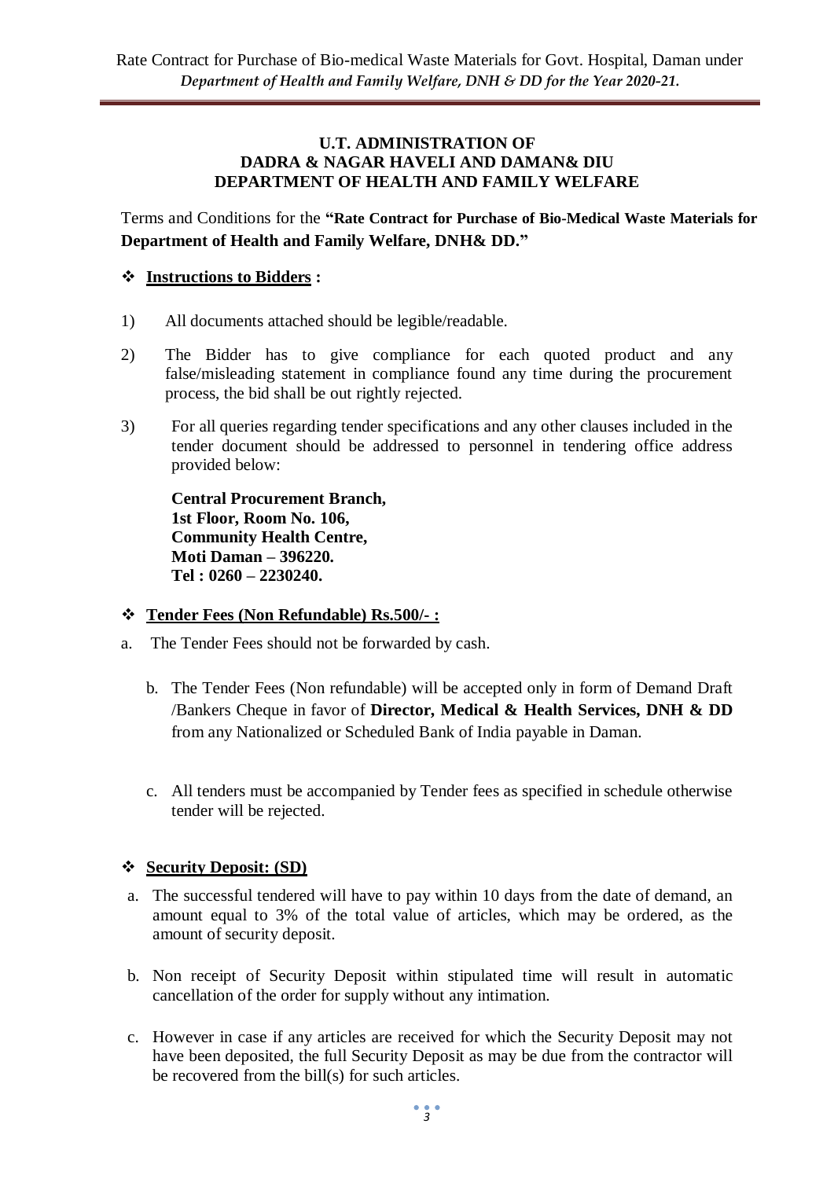**U.T. ADMINISTRATION OF**
**DADRA & NAGAR HAVELI AND DAMAN& DIU**
**DEPARTMENT OF HEALTH AND FAMILY WELFARE**

Terms and Conditions for the **"Rate Contract for Purchase of Bio-Medical Waste Materials for Department of Health and Family Welfare, DNH& DD."**

❖ **Instructions to Bidders :**

1) All documents attached should be legible/readable.

2) The Bidder has to give compliance for each quoted product and any false/misleading statement in compliance found any time during the procurement process, the bid shall be out rightly rejected.

3) For all queries regarding tender specifications and any other clauses included in the tender document should be addressed to personnel in tendering office address provided below:

   **Central Procurement Branch,**
   **1st Floor, Room No. 106,**
   **Community Health Centre,**
   **Moti Daman – 396220.**
   **Tel : 0260 – 2230240.**

❖ **Tender Fees (Non Refundable) Rs.500/- :**

a. The Tender Fees should not be forwarded by cash.

b. The Tender Fees (Non refundable) will be accepted only in form of Demand Draft /Bankers Cheque in favor of **Director, Medical & Health Services, DNH & DD** from any Nationalized or Scheduled Bank of India payable in Daman.

c. All tenders must be accompanied by Tender fees as specified in schedule otherwise tender will be rejected.

❖ **Security Deposit: (SD)**

a. The successful tendered will have to pay within 10 days from the date of demand, an amount equal to 3% of the total value of articles, which may be ordered, as the amount of security deposit.

b. Non receipt of Security Deposit within stipulated time will result in automatic cancellation of the order for supply without any intimation.

c. However in case if any articles are received for which the Security Deposit may not have been deposited, the full Security Deposit as may be due from the contractor will be recovered from the bill(s) for such articles.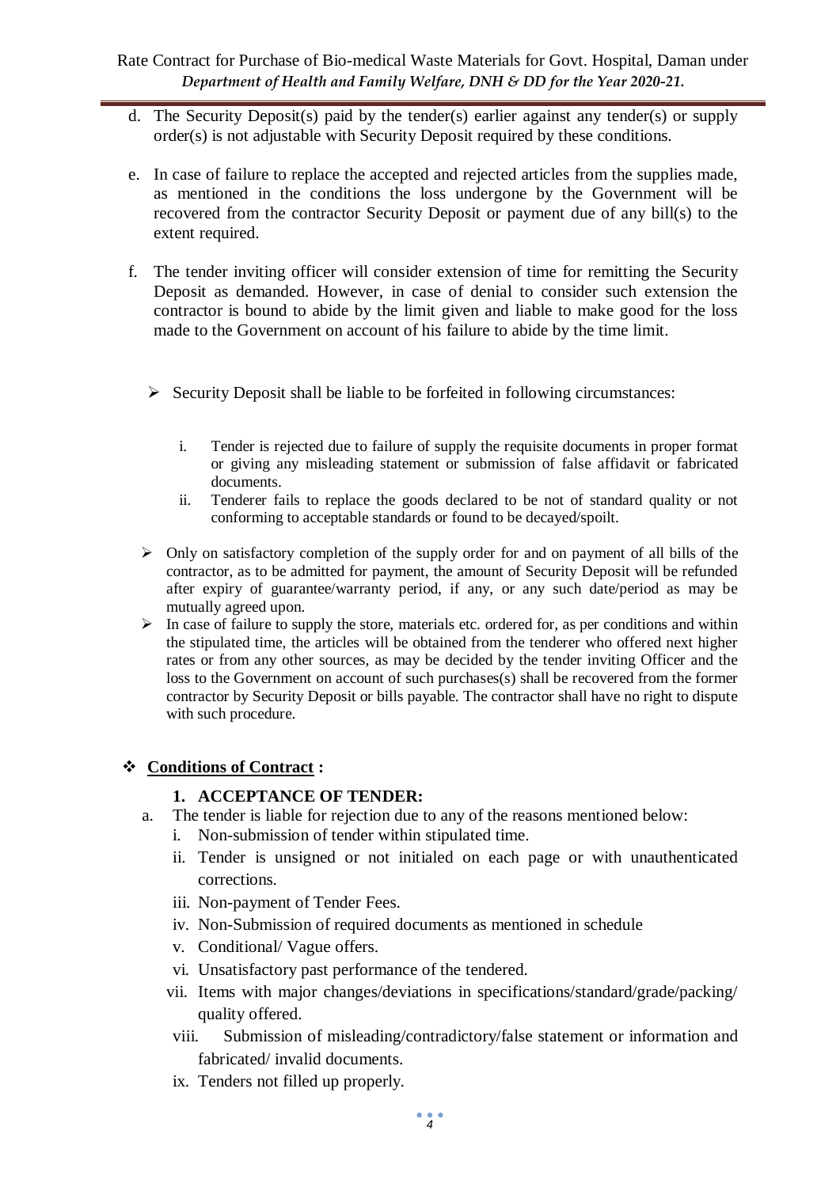d. The Security Deposit(s) paid by the tender(s) earlier against any tender(s) or supply order(s) is not adjustable with Security Deposit required by these conditions.

e. In case of failure to replace the accepted and rejected articles from the supplies made, as mentioned in the conditions the loss undergone by the Government will be recovered from the contractor Security Deposit or payment due of any bill(s) to the extent required.

f. The tender inviting officer will consider extension of time for remitting the Security Deposit as demanded. However, in case of denial to consider such extension the contractor is bound to abide by the limit given and liable to make good for the loss made to the Government on account of his failure to abide by the time limit.

- Security Deposit shall be liable to be forfeited in following circumstances:

   i. Tender is rejected due to failure of supply the requisite documents in proper format or giving any misleading statement or submission of false affidavit or fabricated documents.
   ii. Tenderer fails to replace the goods declared to be not of standard quality or not conforming to acceptable standards or found to be decayed/spoilt.

- Only on satisfactory completion of the supply order for and on payment of all bills of the contractor, as to be admitted for payment, the amount of Security Deposit will be refunded after expiry of guarantee/warranty period, if any, or any such date/period as may be mutually agreed upon.
- In case of failure to supply the store, materials etc. ordered for, as per conditions and within the stipulated time, the articles will be obtained from the tenderer who offered next higher rates or from any other sources, as may be decided by the tender inviting Officer and the loss to the Government on account of such purchases(s) shall be recovered from the former contractor by Security Deposit or bills payable. The contractor shall have no right to dispute with such procedure.

## **Conditions of Contract :**

### 1. ACCEPTANCE OF TENDER:

a. The tender is liable for rejection due to any of the reasons mentioned below:
   i. Non-submission of tender within stipulated time.
   ii. Tender is unsigned or not initialed on each page or with unauthenticated corrections.
   iii. Non-payment of Tender Fees.
   iv. Non-Submission of required documents as mentioned in schedule
   v. Conditional/ Vague offers.
   vi. Unsatisfactory past performance of the tendered.
   vii. Items with major changes/deviations in specifications/standard/grade/packing/ quality offered.
   viii. Submission of misleading/contradictory/false statement or information and fabricated/ invalid documents.
   ix. Tenders not filled up properly.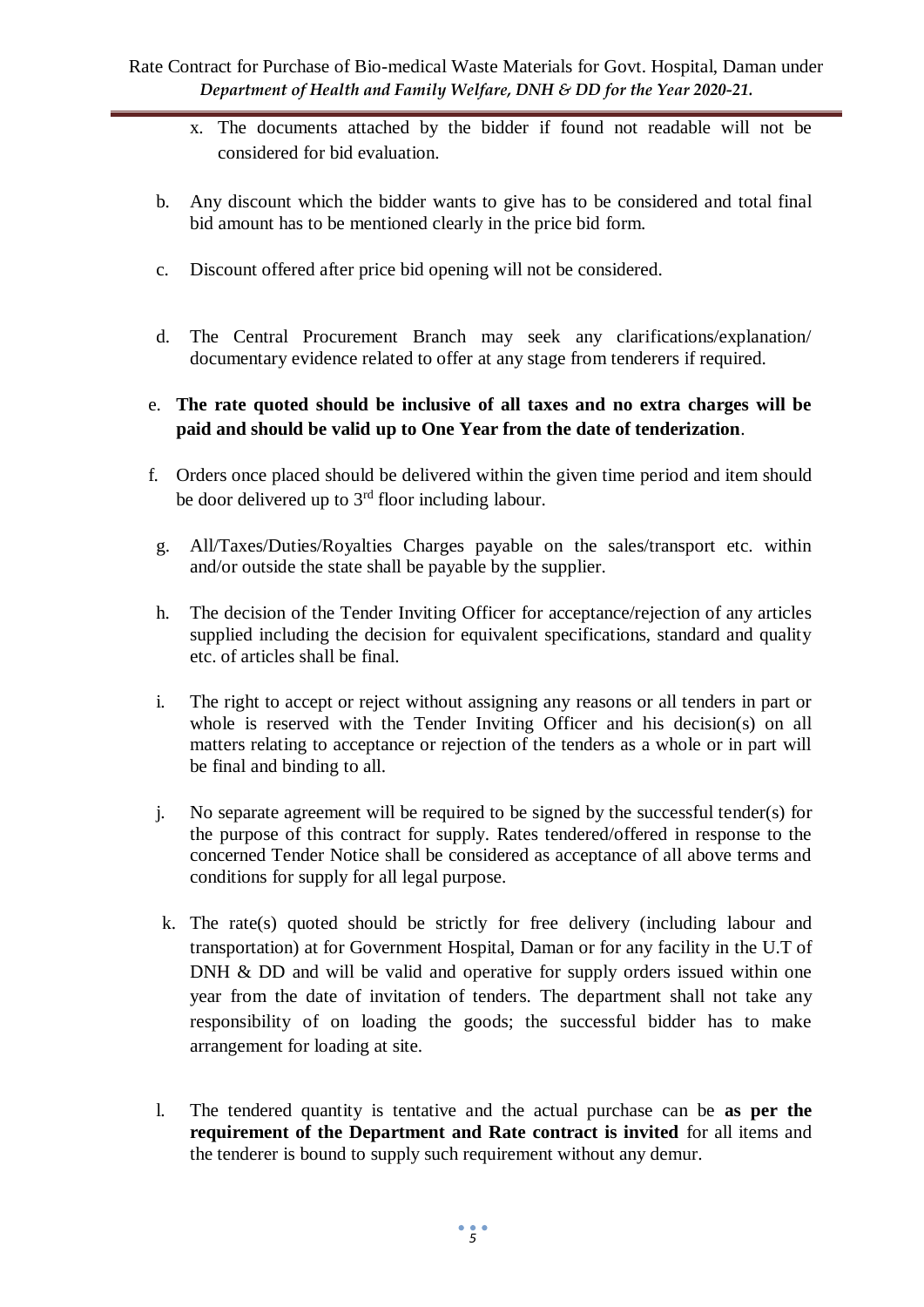x. The documents attached by the bidder if found not readable will not be considered for bid evaluation.

b. Any discount which the bidder wants to give has to be considered and total final bid amount has to be mentioned clearly in the price bid form.

c. Discount offered after price bid opening will not be considered.

d. The Central Procurement Branch may seek any clarifications/explanation/ documentary evidence related to offer at any stage from tenderers if required.

e. **The rate quoted should be inclusive of all taxes and no extra charges will be paid and should be valid up to One Year from the date of tenderization**.

f. Orders once placed should be delivered within the given time period and item should be door delivered up to 3rd floor including labour.

g. All/Taxes/Duties/Royalties Charges payable on the sales/transport etc. within and/or outside the state shall be payable by the supplier.

h. The decision of the Tender Inviting Officer for acceptance/rejection of any articles supplied including the decision for equivalent specifications, standard and quality etc. of articles shall be final.

i. The right to accept or reject without assigning any reasons or all tenders in part or whole is reserved with the Tender Inviting Officer and his decision(s) on all matters relating to acceptance or rejection of the tenders as a whole or in part will be final and binding to all.

j. No separate agreement will be required to be signed by the successful tender(s) for the purpose of this contract for supply. Rates tendered/offered in response to the concerned Tender Notice shall be considered as acceptance of all above terms and conditions for supply for all legal purpose.

k. The rate(s) quoted should be strictly for free delivery (including labour and transportation) at for Government Hospital, Daman or for any facility in the U.T of DNH & DD and will be valid and operative for supply orders issued within one year from the date of invitation of tenders. The department shall not take any responsibility of on loading the goods; the successful bidder has to make arrangement for loading at site.

l. The tendered quantity is tentative and the actual purchase can be **as per the requirement of the Department and Rate contract is invited** for all items and the tenderer is bound to supply such requirement without any demur.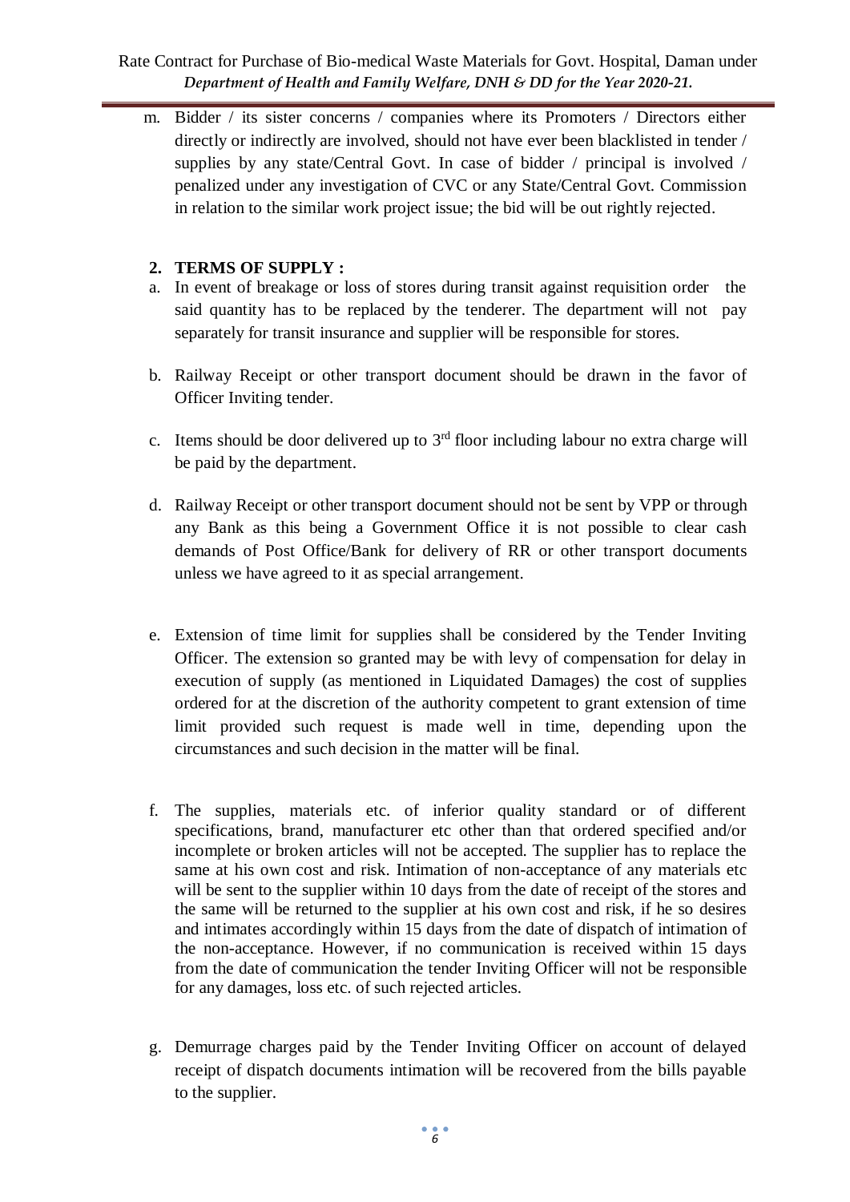m. Bidder / its sister concerns / companies where its Promoters / Directors either directly or indirectly are involved, should not have ever been blacklisted in tender / supplies by any state/Central Govt. In case of bidder / principal is involved / penalized under any investigation of CVC or any State/Central Govt. Commission in relation to the similar work project issue; the bid will be out rightly rejected.

## 2. TERMS OF SUPPLY :

a. In event of breakage or loss of stores during transit against requisition order the said quantity has to be replaced by the tenderer. The department will not pay separately for transit insurance and supplier will be responsible for stores.

b. Railway Receipt or other transport document should be drawn in the favor of Officer Inviting tender.

c. Items should be door delivered up to 3rd floor including labour no extra charge will be paid by the department.

d. Railway Receipt or other transport document should not be sent by VPP or through any Bank as this being a Government Office it is not possible to clear cash demands of Post Office/Bank for delivery of RR or other transport documents unless we have agreed to it as special arrangement.

e. Extension of time limit for supplies shall be considered by the Tender Inviting Officer. The extension so granted may be with levy of compensation for delay in execution of supply (as mentioned in Liquidated Damages) the cost of supplies ordered for at the discretion of the authority competent to grant extension of time limit provided such request is made well in time, depending upon the circumstances and such decision in the matter will be final.

f. The supplies, materials etc. of inferior quality standard or of different specifications, brand, manufacturer etc other than that ordered specified and/or incomplete or broken articles will not be accepted. The supplier has to replace the same at his own cost and risk. Intimation of non-acceptance of any materials etc will be sent to the supplier within 10 days from the date of receipt of the stores and the same will be returned to the supplier at his own cost and risk, if he so desires and intimates accordingly within 15 days from the date of dispatch of intimation of the non-acceptance. However, if no communication is received within 15 days from the date of communication the tender Inviting Officer will not be responsible for any damages, loss etc. of such rejected articles.

g. Demurrage charges paid by the Tender Inviting Officer on account of delayed receipt of dispatch documents intimation will be recovered from the bills payable to the supplier.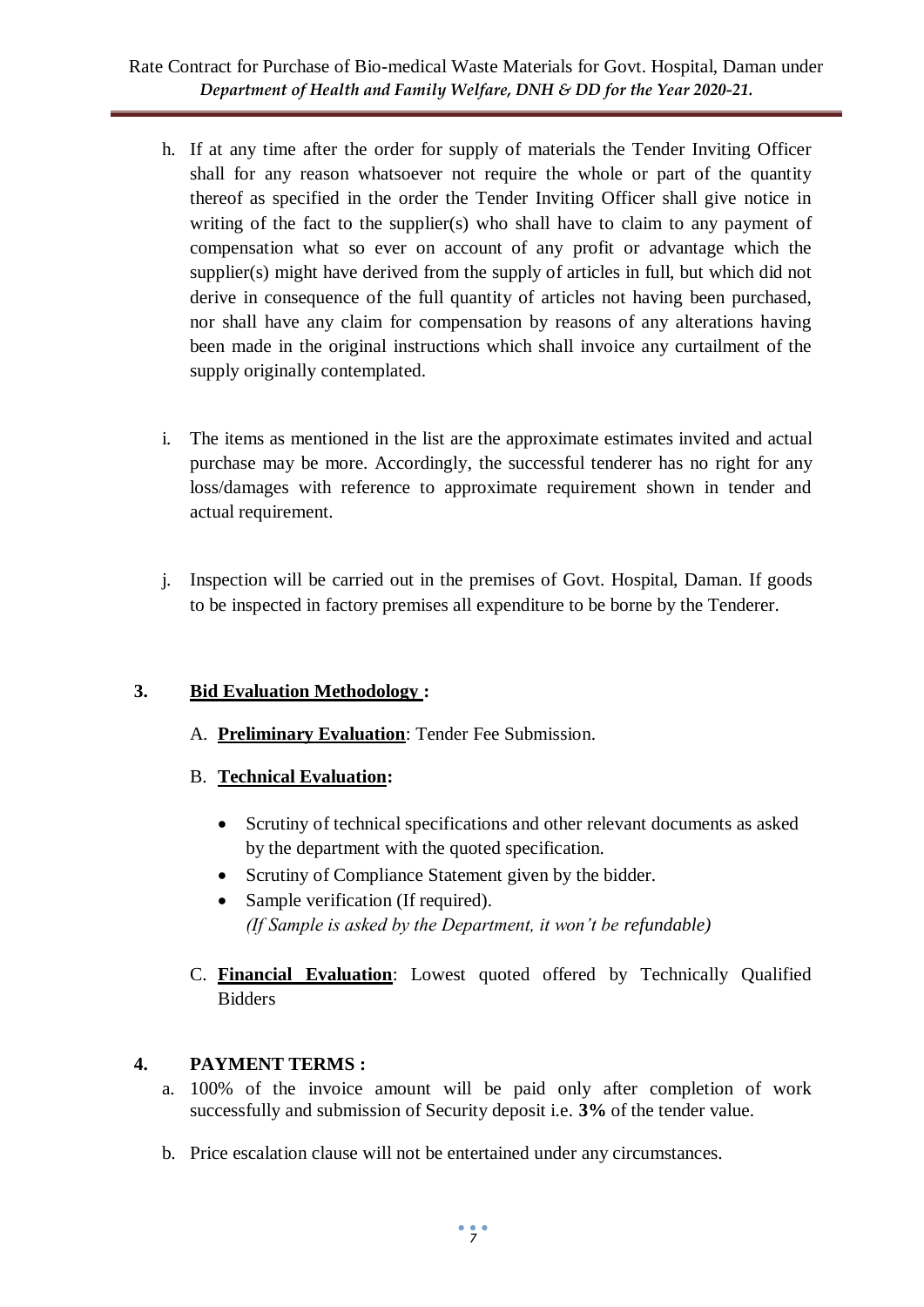h. If at any time after the order for supply of materials the Tender Inviting Officer shall for any reason whatsoever not require the whole or part of the quantity thereof as specified in the order the Tender Inviting Officer shall give notice in writing of the fact to the supplier(s) who shall have to claim to any payment of compensation what so ever on account of any profit or advantage which the supplier(s) might have derived from the supply of articles in full, but which did not derive in consequence of the full quantity of articles not having been purchased, nor shall have any claim for compensation by reasons of any alterations having been made in the original instructions which shall invoice any curtailment of the supply originally contemplated.

i. The items as mentioned in the list are the approximate estimates invited and actual purchase may be more. Accordingly, the successful tenderer has no right for any loss/damages with reference to approximate requirement shown in tender and actual requirement.

j. Inspection will be carried out in the premises of Govt. Hospital, Daman. If goods to be inspected in factory premises all expenditure to be borne by the Tenderer.

## 3. Bid Evaluation Methodology :

A. **Preliminary Evaluation**: Tender Fee Submission.

B. **Technical Evaluation:**

- Scrutiny of technical specifications and other relevant documents as asked by the department with the quoted specification.
- Scrutiny of Compliance Statement given by the bidder.
- Sample verification (If required).
  *(If Sample is asked by the Department, it won't be refundable)*

C. **Financial Evaluation**: Lowest quoted offered by Technically Qualified Bidders

## 4. PAYMENT TERMS :

a. 100% of the invoice amount will be paid only after completion of work successfully and submission of Security deposit i.e. **3%** of the tender value.

b. Price escalation clause will not be entertained under any circumstances.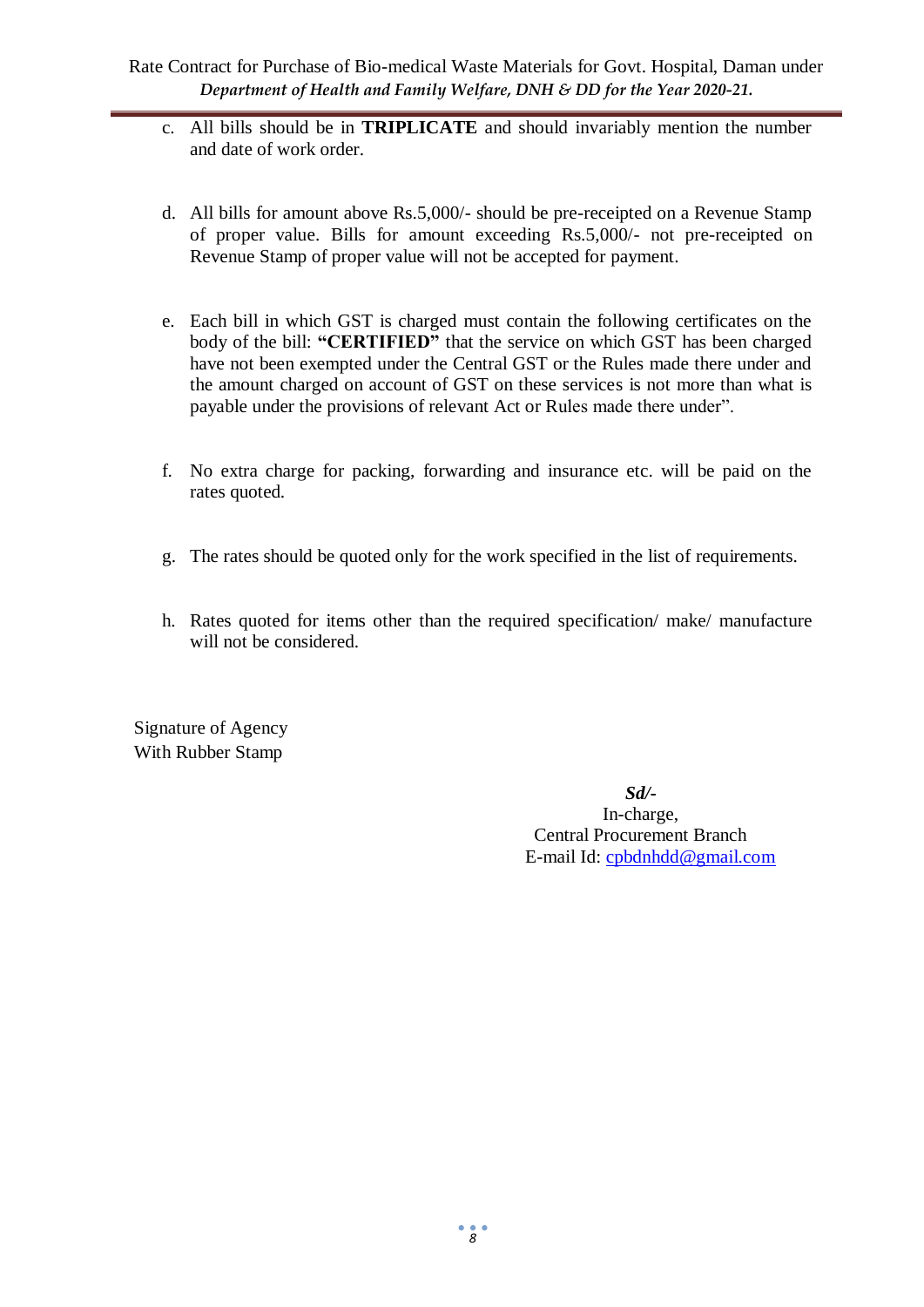c. All bills should be in **TRIPLICATE** and should invariably mention the number and date of work order.

d. All bills for amount above Rs.5,000/- should be pre-receipted on a Revenue Stamp of proper value. Bills for amount exceeding Rs.5,000/- not pre-receipted on Revenue Stamp of proper value will not be accepted for payment.

e. Each bill in which GST is charged must contain the following certificates on the body of the bill: **"CERTIFIED"** that the service on which GST has been charged have not been exempted under the Central GST or the Rules made there under and the amount charged on account of GST on these services is not more than what is payable under the provisions of relevant Act or Rules made there under".

f. No extra charge for packing, forwarding and insurance etc. will be paid on the rates quoted.

g. The rates should be quoted only for the work specified in the list of requirements.

h. Rates quoted for items other than the required specification/ make/ manufacture will not be considered.

Signature of Agency
With Rubber Stamp

***Sd/-***
In-charge,
Central Procurement Branch
E-mail Id: cpbdnhdd@gmail.com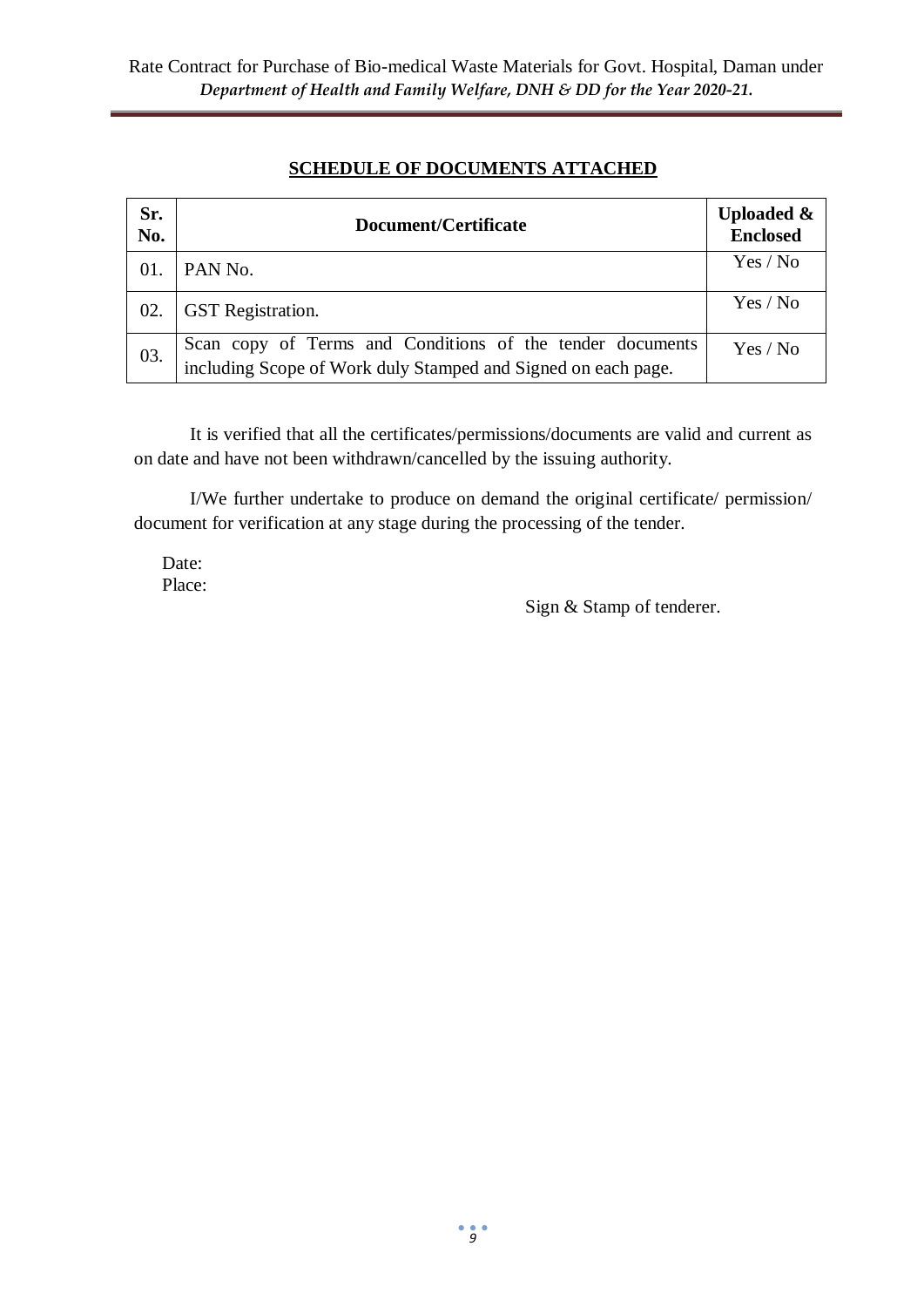## SCHEDULE OF DOCUMENTS ATTACHED

| Sr. No. | Document/Certificate | Uploaded & Enclosed |
|---|---|---|
| 01. | PAN No. | Yes / No |
| 02. | GST Registration. | Yes / No |
| 03. | Scan copy of Terms and Conditions of the tender documents including Scope of Work duly Stamped and Signed on each page. | Yes / No |

It is verified that all the certificates/permissions/documents are valid and current as on date and have not been withdrawn/cancelled by the issuing authority.

I/We further undertake to produce on demand the original certificate/ permission/ document for verification at any stage during the processing of the tender.

Date:
Place:

Sign & Stamp of tenderer.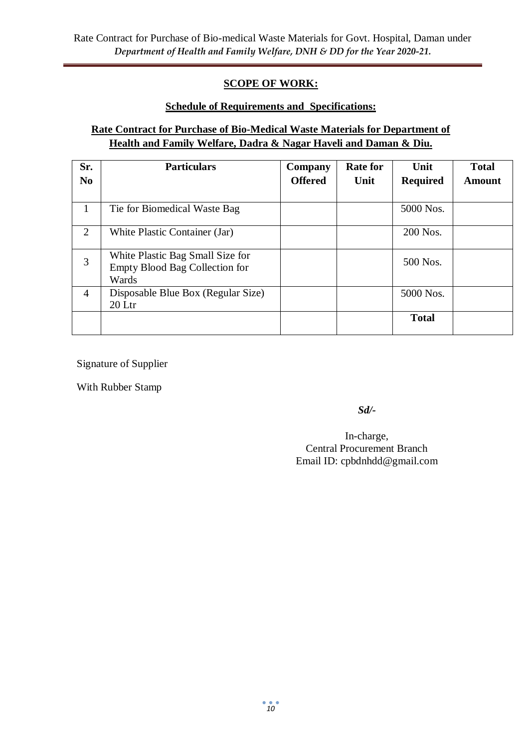## SCOPE OF WORK:

### Schedule of Requirements and Specifications:

### Rate Contract for Purchase of Bio-Medical Waste Materials for Department of Health and Family Welfare, Dadra & Nagar Haveli and Daman & Diu.

| Sr. No | Particulars | Company Offered | Rate for Unit | Unit Required | Total Amount |
|---|---|---|---|---|---|
| 1 | Tie for Biomedical Waste Bag | | | 5000 Nos. | |
| 2 | White Plastic Container (Jar) | | | 200 Nos. | |
| 3 | White Plastic Bag Small Size for Empty Blood Bag Collection for Wards | | | 500 Nos. | |
| 4 | Disposable Blue Box (Regular Size) 20 Ltr | | | 5000 Nos. | |
| | | | | **Total** | |

Signature of Supplier

With Rubber Stamp

***Sd/-***

In-charge,
Central Procurement Branch
Email ID: cpbdnhdd@gmail.com